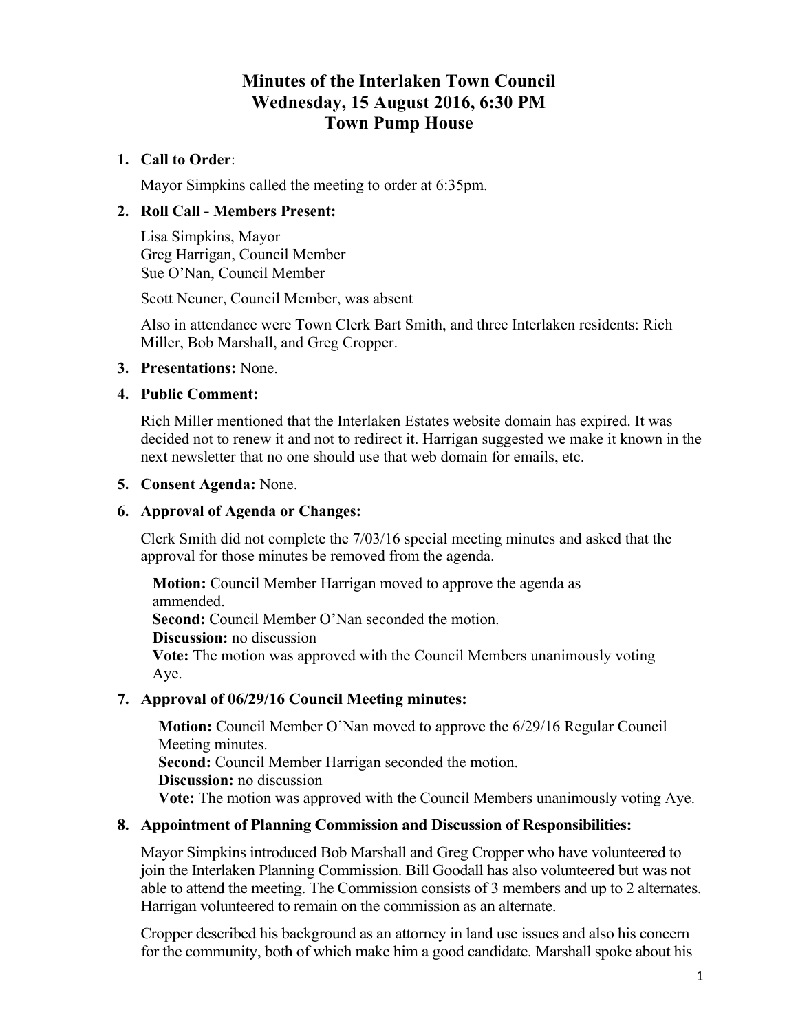# Minutes of the Interlaken Town Council
# Wednesday, 15 August 2016, 6:30 PM
# Town Pump House

1. **Call to Order**:

   Mayor Simpkins called the meeting to order at 6:35pm.

2. **Roll Call - Members Present:**

   Lisa Simpkins, Mayor
   Greg Harrigan, Council Member
   Sue O'Nan, Council Member

   Scott Neuner, Council Member, was absent

   Also in attendance were Town Clerk Bart Smith, and three Interlaken residents: Rich Miller, Bob Marshall, and Greg Cropper.

3. **Presentations:** None.

4. **Public Comment:**

   Rich Miller mentioned that the Interlaken Estates website domain has expired. It was decided not to renew it and not to redirect it. Harrigan suggested we make it known in the next newsletter that no one should use that web domain for emails, etc.

5. **Consent Agenda:** None.

6. **Approval of Agenda or Changes:**

   Clerk Smith did not complete the 7/03/16 special meeting minutes and asked that the approval for those minutes be removed from the agenda.

   **Motion:** Council Member Harrigan moved to approve the agenda as ammended.
   **Second:** Council Member O'Nan seconded the motion.
   **Discussion:** no discussion
   **Vote:** The motion was approved with the Council Members unanimously voting Aye.

7. **Approval of 06/29/16 Council Meeting minutes:**

   **Motion:** Council Member O'Nan moved to approve the 6/29/16 Regular Council Meeting minutes.
   **Second:** Council Member Harrigan seconded the motion.
   **Discussion:** no discussion
   **Vote:** The motion was approved with the Council Members unanimously voting Aye.

8. **Appointment of Planning Commission and Discussion of Responsibilities:**

   Mayor Simpkins introduced Bob Marshall and Greg Cropper who have volunteered to join the Interlaken Planning Commission. Bill Goodall has also volunteered but was not able to attend the meeting. The Commission consists of 3 members and up to 2 alternates. Harrigan volunteered to remain on the commission as an alternate.

   Cropper described his background as an attorney in land use issues and also his concern for the community, both of which make him a good candidate. Marshall spoke about his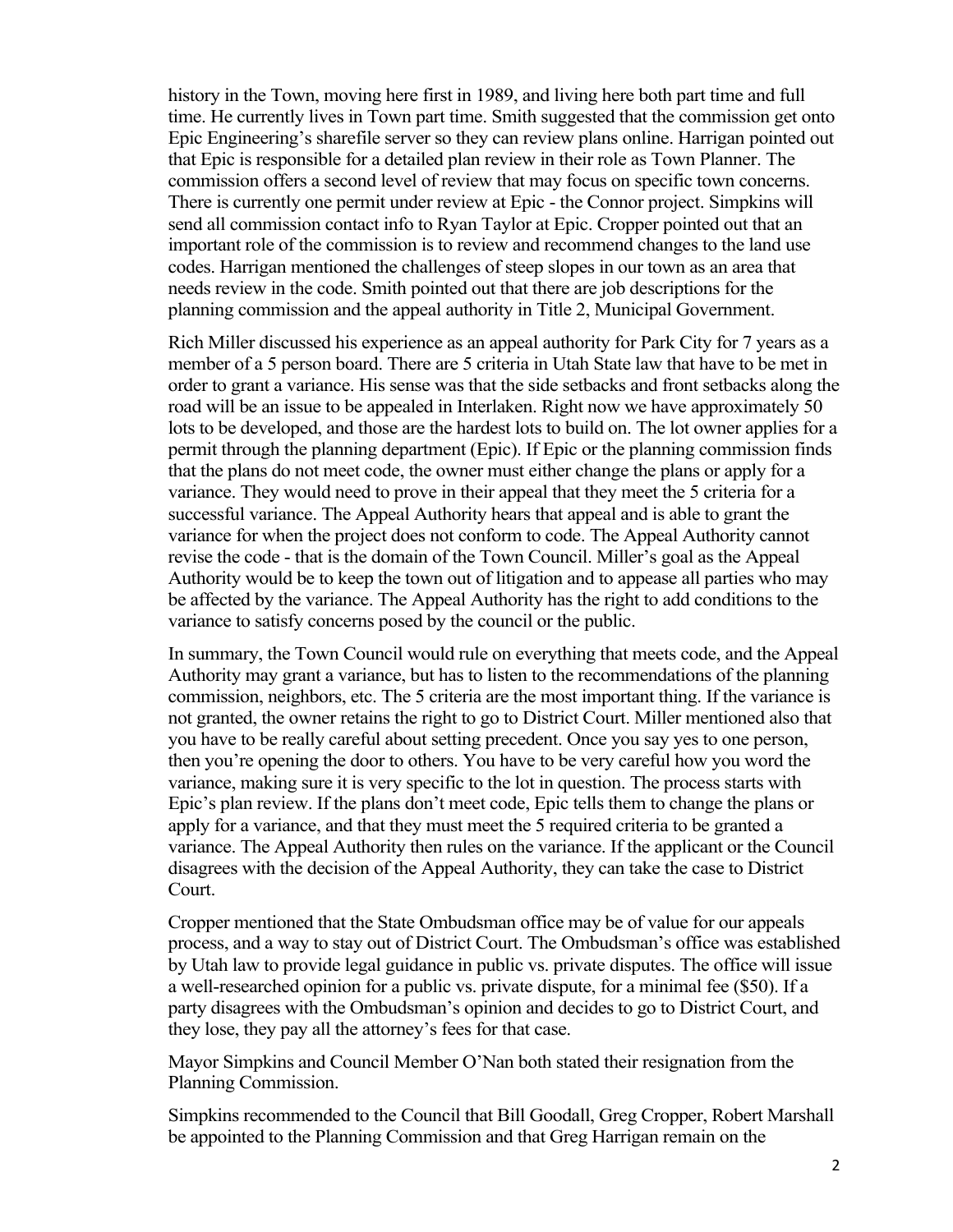history in the Town, moving here first in 1989, and living here both part time and full time. He currently lives in Town part time. Smith suggested that the commission get onto Epic Engineering's sharefile server so they can review plans online. Harrigan pointed out that Epic is responsible for a detailed plan review in their role as Town Planner. The commission offers a second level of review that may focus on specific town concerns. There is currently one permit under review at Epic - the Connor project. Simpkins will send all commission contact info to Ryan Taylor at Epic. Cropper pointed out that an important role of the commission is to review and recommend changes to the land use codes. Harrigan mentioned the challenges of steep slopes in our town as an area that needs review in the code. Smith pointed out that there are job descriptions for the planning commission and the appeal authority in Title 2, Municipal Government.

Rich Miller discussed his experience as an appeal authority for Park City for 7 years as a member of a 5 person board. There are 5 criteria in Utah State law that have to be met in order to grant a variance. His sense was that the side setbacks and front setbacks along the road will be an issue to be appealed in Interlaken. Right now we have approximately 50 lots to be developed, and those are the hardest lots to build on. The lot owner applies for a permit through the planning department (Epic). If Epic or the planning commission finds that the plans do not meet code, the owner must either change the plans or apply for a variance. They would need to prove in their appeal that they meet the 5 criteria for a successful variance. The Appeal Authority hears that appeal and is able to grant the variance for when the project does not conform to code. The Appeal Authority cannot revise the code - that is the domain of the Town Council. Miller's goal as the Appeal Authority would be to keep the town out of litigation and to appease all parties who may be affected by the variance. The Appeal Authority has the right to add conditions to the variance to satisfy concerns posed by the council or the public.

In summary, the Town Council would rule on everything that meets code, and the Appeal Authority may grant a variance, but has to listen to the recommendations of the planning commission, neighbors, etc. The 5 criteria are the most important thing. If the variance is not granted, the owner retains the right to go to District Court. Miller mentioned also that you have to be really careful about setting precedent. Once you say yes to one person, then you're opening the door to others. You have to be very careful how you word the variance, making sure it is very specific to the lot in question. The process starts with Epic's plan review. If the plans don't meet code, Epic tells them to change the plans or apply for a variance, and that they must meet the 5 required criteria to be granted a variance. The Appeal Authority then rules on the variance. If the applicant or the Council disagrees with the decision of the Appeal Authority, they can take the case to District Court.

Cropper mentioned that the State Ombudsman office may be of value for our appeals process, and a way to stay out of District Court. The Ombudsman's office was established by Utah law to provide legal guidance in public vs. private disputes. The office will issue a well-researched opinion for a public vs. private dispute, for a minimal fee ($50). If a party disagrees with the Ombudsman's opinion and decides to go to District Court, and they lose, they pay all the attorney's fees for that case.

Mayor Simpkins and Council Member O'Nan both stated their resignation from the Planning Commission.

Simpkins recommended to the Council that Bill Goodall, Greg Cropper, Robert Marshall be appointed to the Planning Commission and that Greg Harrigan remain on the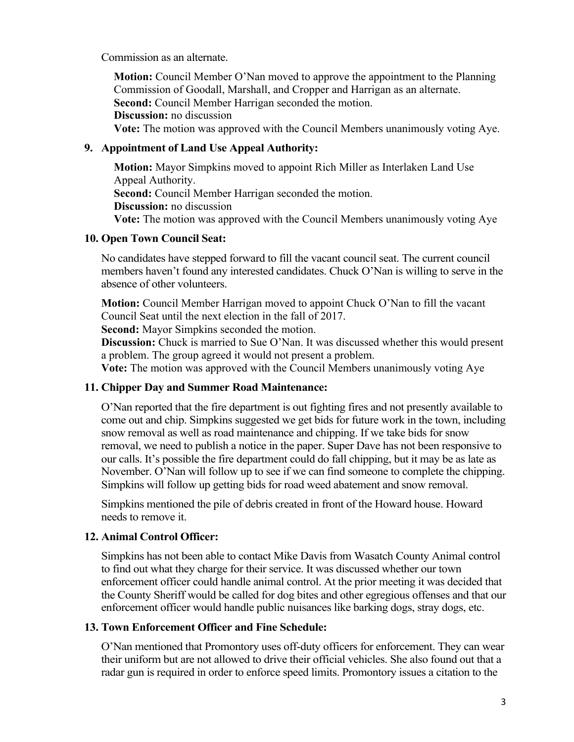Commission as an alternate.

**Motion:** Council Member O'Nan moved to approve the appointment to the Planning Commission of Goodall, Marshall, and Cropper and Harrigan as an alternate.
**Second:** Council Member Harrigan seconded the motion.
**Discussion:** no discussion
**Vote:** The motion was approved with the Council Members unanimously voting Aye.

### 9. Appointment of Land Use Appeal Authority:

**Motion:** Mayor Simpkins moved to appoint Rich Miller as Interlaken Land Use Appeal Authority.
**Second:** Council Member Harrigan seconded the motion.
**Discussion:** no discussion
**Vote:** The motion was approved with the Council Members unanimously voting Aye

### 10. Open Town Council Seat:

No candidates have stepped forward to fill the vacant council seat. The current council members haven't found any interested candidates. Chuck O'Nan is willing to serve in the absence of other volunteers.

**Motion:** Council Member Harrigan moved to appoint Chuck O'Nan to fill the vacant Council Seat until the next election in the fall of 2017.
**Second:** Mayor Simpkins seconded the motion.
**Discussion:** Chuck is married to Sue O'Nan. It was discussed whether this would present a problem. The group agreed it would not present a problem.
**Vote:** The motion was approved with the Council Members unanimously voting Aye

### 11. Chipper Day and Summer Road Maintenance:

O'Nan reported that the fire department is out fighting fires and not presently available to come out and chip. Simpkins suggested we get bids for future work in the town, including snow removal as well as road maintenance and chipping. If we take bids for snow removal, we need to publish a notice in the paper. Super Dave has not been responsive to our calls. It's possible the fire department could do fall chipping, but it may be as late as November. O'Nan will follow up to see if we can find someone to complete the chipping. Simpkins will follow up getting bids for road weed abatement and snow removal.

Simpkins mentioned the pile of debris created in front of the Howard house. Howard needs to remove it.

### 12. Animal Control Officer:

Simpkins has not been able to contact Mike Davis from Wasatch County Animal control to find out what they charge for their service. It was discussed whether our town enforcement officer could handle animal control. At the prior meeting it was decided that the County Sheriff would be called for dog bites and other egregious offenses and that our enforcement officer would handle public nuisances like barking dogs, stray dogs, etc.

### 13. Town Enforcement Officer and Fine Schedule:

O'Nan mentioned that Promontory uses off-duty officers for enforcement. They can wear their uniform but are not allowed to drive their official vehicles. She also found out that a radar gun is required in order to enforce speed limits. Promontory issues a citation to the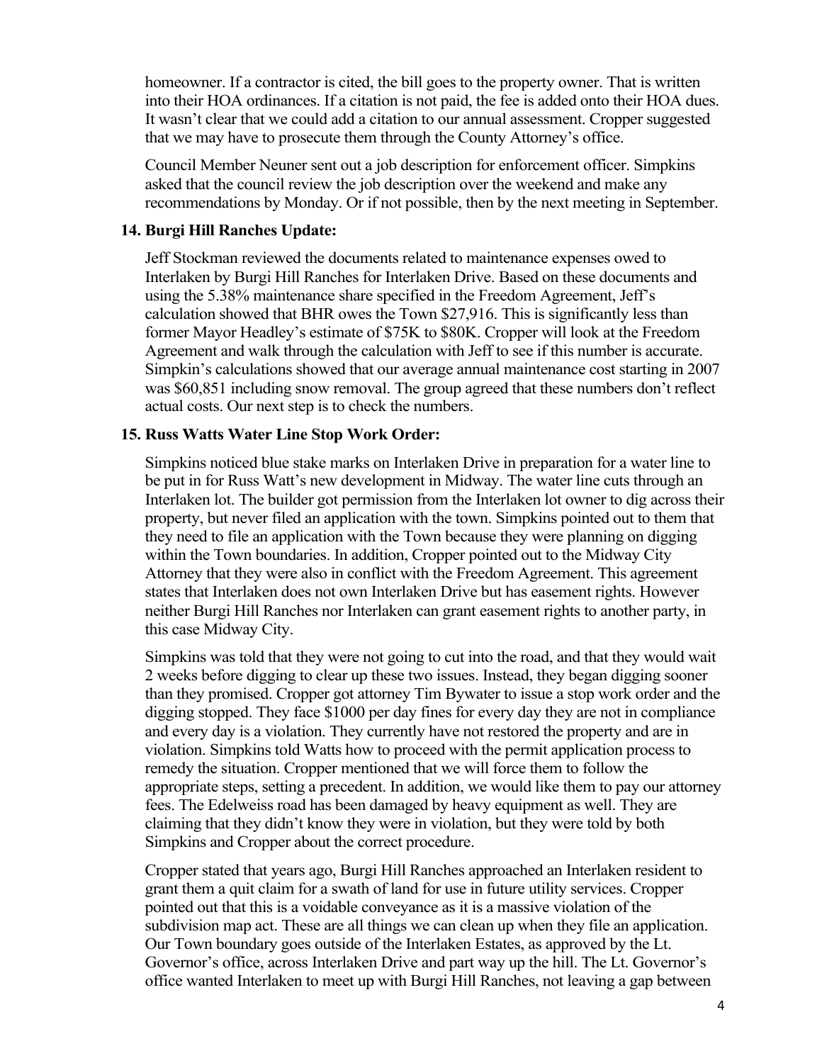homeowner. If a contractor is cited, the bill goes to the property owner. That is written into their HOA ordinances. If a citation is not paid, the fee is added onto their HOA dues. It wasn't clear that we could add a citation to our annual assessment. Cropper suggested that we may have to prosecute them through the County Attorney's office.

Council Member Neuner sent out a job description for enforcement officer. Simpkins asked that the council review the job description over the weekend and make any recommendations by Monday. Or if not possible, then by the next meeting in September.

**14. Burgi Hill Ranches Update:**

Jeff Stockman reviewed the documents related to maintenance expenses owed to Interlaken by Burgi Hill Ranches for Interlaken Drive. Based on these documents and using the 5.38% maintenance share specified in the Freedom Agreement, Jeff's calculation showed that BHR owes the Town $27,916. This is significantly less than former Mayor Headley's estimate of $75K to $80K. Cropper will look at the Freedom Agreement and walk through the calculation with Jeff to see if this number is accurate. Simpkin's calculations showed that our average annual maintenance cost starting in 2007 was $60,851 including snow removal. The group agreed that these numbers don't reflect actual costs. Our next step is to check the numbers.

**15. Russ Watts Water Line Stop Work Order:**

Simpkins noticed blue stake marks on Interlaken Drive in preparation for a water line to be put in for Russ Watt's new development in Midway. The water line cuts through an Interlaken lot. The builder got permission from the Interlaken lot owner to dig across their property, but never filed an application with the town. Simpkins pointed out to them that they need to file an application with the Town because they were planning on digging within the Town boundaries. In addition, Cropper pointed out to the Midway City Attorney that they were also in conflict with the Freedom Agreement. This agreement states that Interlaken does not own Interlaken Drive but has easement rights. However neither Burgi Hill Ranches nor Interlaken can grant easement rights to another party, in this case Midway City.

Simpkins was told that they were not going to cut into the road, and that they would wait 2 weeks before digging to clear up these two issues. Instead, they began digging sooner than they promised. Cropper got attorney Tim Bywater to issue a stop work order and the digging stopped. They face $1000 per day fines for every day they are not in compliance and every day is a violation. They currently have not restored the property and are in violation. Simpkins told Watts how to proceed with the permit application process to remedy the situation. Cropper mentioned that we will force them to follow the appropriate steps, setting a precedent. In addition, we would like them to pay our attorney fees. The Edelweiss road has been damaged by heavy equipment as well. They are claiming that they didn't know they were in violation, but they were told by both Simpkins and Cropper about the correct procedure.

Cropper stated that years ago, Burgi Hill Ranches approached an Interlaken resident to grant them a quit claim for a swath of land for use in future utility services. Cropper pointed out that this is a voidable conveyance as it is a massive violation of the subdivision map act. These are all things we can clean up when they file an application. Our Town boundary goes outside of the Interlaken Estates, as approved by the Lt. Governor's office, across Interlaken Drive and part way up the hill. The Lt. Governor's office wanted Interlaken to meet up with Burgi Hill Ranches, not leaving a gap between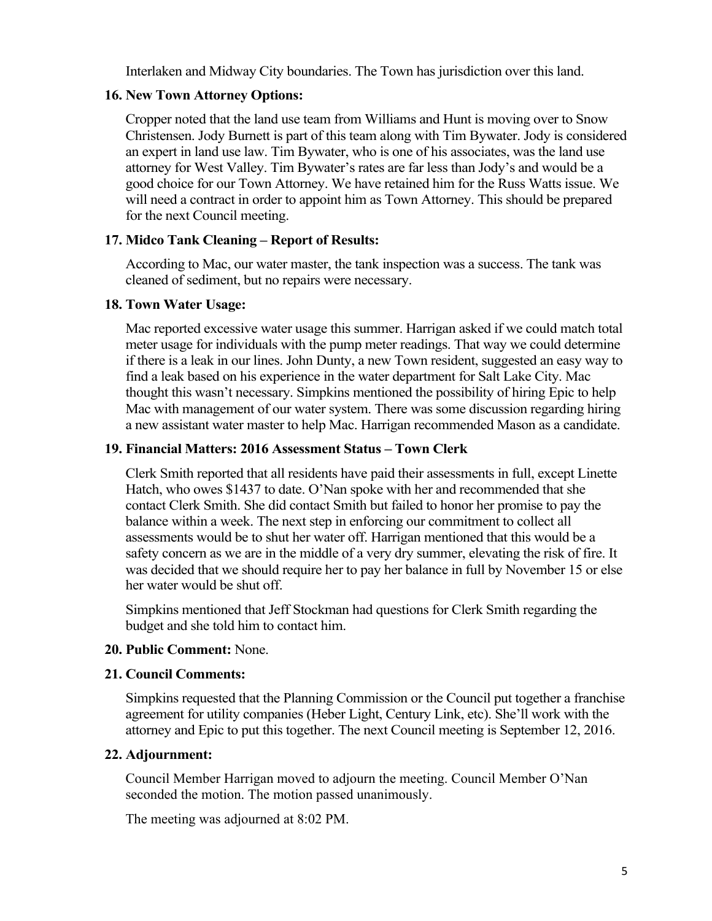Interlaken and Midway City boundaries. The Town has jurisdiction over this land.

**16. New Town Attorney Options:**

Cropper noted that the land use team from Williams and Hunt is moving over to Snow Christensen. Jody Burnett is part of this team along with Tim Bywater. Jody is considered an expert in land use law. Tim Bywater, who is one of his associates, was the land use attorney for West Valley. Tim Bywater's rates are far less than Jody's and would be a good choice for our Town Attorney. We have retained him for the Russ Watts issue. We will need a contract in order to appoint him as Town Attorney. This should be prepared for the next Council meeting.

**17. Midco Tank Cleaning – Report of Results:**

According to Mac, our water master, the tank inspection was a success. The tank was cleaned of sediment, but no repairs were necessary.

**18. Town Water Usage:**

Mac reported excessive water usage this summer. Harrigan asked if we could match total meter usage for individuals with the pump meter readings. That way we could determine if there is a leak in our lines. John Dunty, a new Town resident, suggested an easy way to find a leak based on his experience in the water department for Salt Lake City. Mac thought this wasn't necessary. Simpkins mentioned the possibility of hiring Epic to help Mac with management of our water system. There was some discussion regarding hiring a new assistant water master to help Mac. Harrigan recommended Mason as a candidate.

**19. Financial Matters: 2016 Assessment Status – Town Clerk**

Clerk Smith reported that all residents have paid their assessments in full, except Linette Hatch, who owes $1437 to date. O'Nan spoke with her and recommended that she contact Clerk Smith. She did contact Smith but failed to honor her promise to pay the balance within a week. The next step in enforcing our commitment to collect all assessments would be to shut her water off. Harrigan mentioned that this would be a safety concern as we are in the middle of a very dry summer, elevating the risk of fire. It was decided that we should require her to pay her balance in full by November 15 or else her water would be shut off.

Simpkins mentioned that Jeff Stockman had questions for Clerk Smith regarding the budget and she told him to contact him.

**20. Public Comment:** None.

**21. Council Comments:**

Simpkins requested that the Planning Commission or the Council put together a franchise agreement for utility companies (Heber Light, Century Link, etc). She'll work with the attorney and Epic to put this together. The next Council meeting is September 12, 2016.

**22. Adjournment:**

Council Member Harrigan moved to adjourn the meeting. Council Member O'Nan seconded the motion. The motion passed unanimously.

The meeting was adjourned at 8:02 PM.